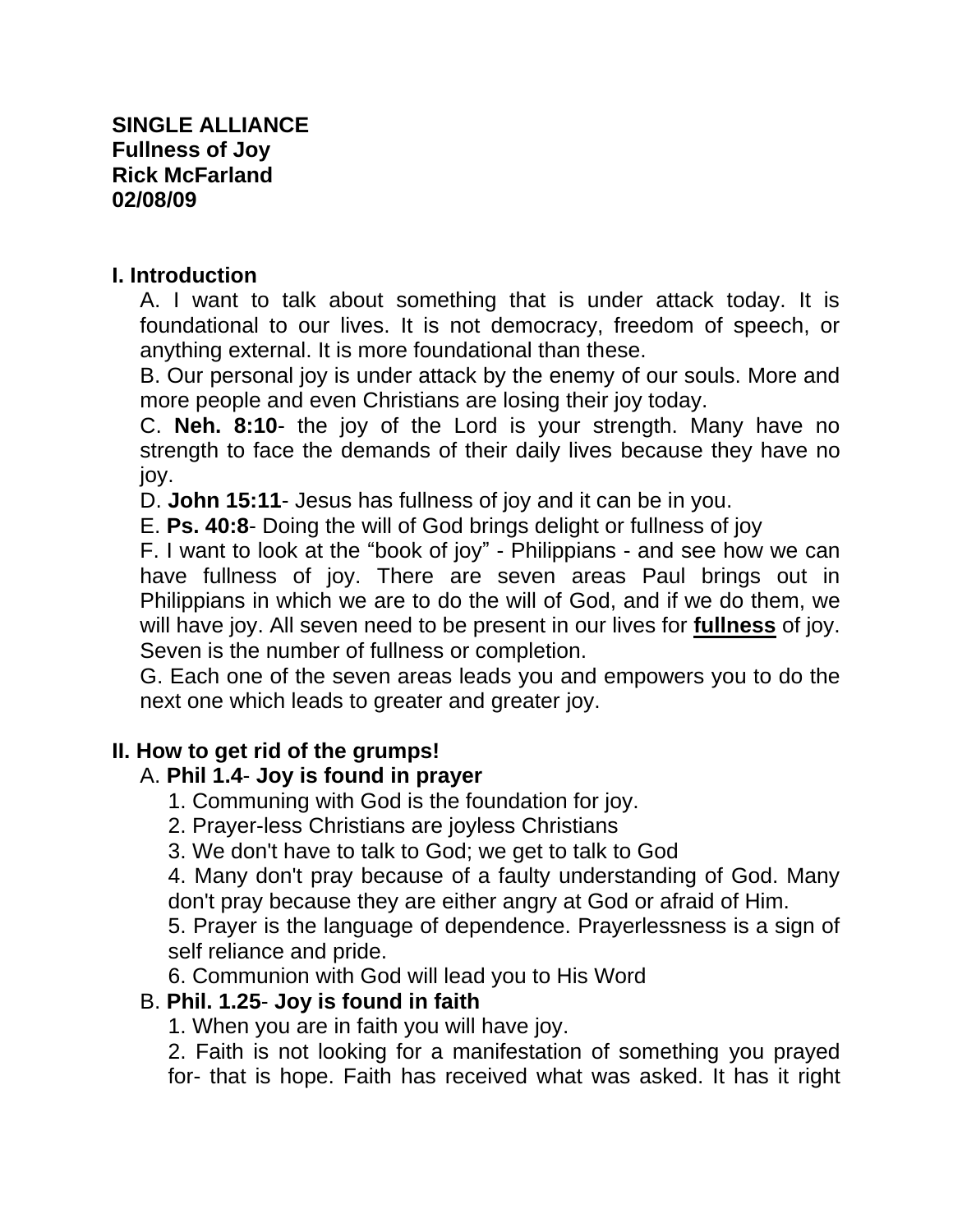**SINGLE ALLIANCE**
**Fullness of Joy**
**Rick McFarland**
**02/08/09**

## I. Introduction

A. I want to talk about something that is under attack today. It is foundational to our lives. It is not democracy, freedom of speech, or anything external. It is more foundational than these.

B. Our personal joy is under attack by the enemy of our souls. More and more people and even Christians are losing their joy today.

C. **Neh. 8:10**- the joy of the Lord is your strength. Many have no strength to face the demands of their daily lives because they have no joy.

D. **John 15:11**- Jesus has fullness of joy and it can be in you.

E. **Ps. 40:8**- Doing the will of God brings delight or fullness of joy

F. I want to look at the "book of joy" - Philippians - and see how we can have fullness of joy. There are seven areas Paul brings out in Philippians in which we are to do the will of God, and if we do them, we will have joy. All seven need to be present in our lives for **<u>fullness</u>** of joy. Seven is the number of fullness or completion.

G. Each one of the seven areas leads you and empowers you to do the next one which leads to greater and greater joy.

## II. How to get rid of the grumps!

A. **Phil 1.4**- **Joy is found in prayer**

1. Communing with God is the foundation for joy.
2. Prayer-less Christians are joyless Christians
3. We don't have to talk to God; we get to talk to God
4. Many don't pray because of a faulty understanding of God. Many don't pray because they are either angry at God or afraid of Him.
5. Prayer is the language of dependence. Prayerlessness is a sign of self reliance and pride.
6. Communion with God will lead you to His Word

B. **Phil. 1.25**- **Joy is found in faith**

1. When you are in faith you will have joy.
2. Faith is not looking for a manifestation of something you prayed for- that is hope. Faith has received what was asked. It has it right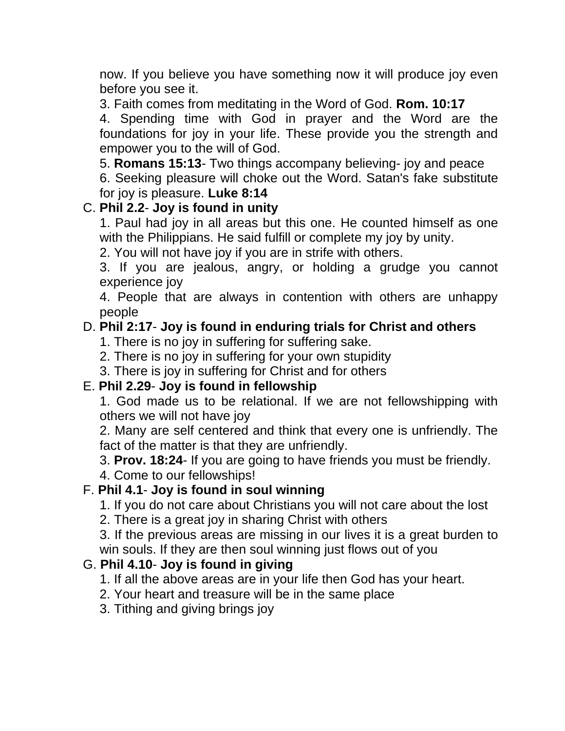now. If you believe you have something now it will produce joy even before you see it.

3. Faith comes from meditating in the Word of God. **Rom. 10:17**

4. Spending time with God in prayer and the Word are the foundations for joy in your life. These provide you the strength and empower you to the will of God.

5. **Romans 15:13**- Two things accompany believing- joy and peace

6. Seeking pleasure will choke out the Word. Satan's fake substitute for joy is pleasure. **Luke 8:14**

C. **Phil 2.2**- **Joy is found in unity**

1. Paul had joy in all areas but this one. He counted himself as one with the Philippians. He said fulfill or complete my joy by unity.
2. You will not have joy if you are in strife with others.
3. If you are jealous, angry, or holding a grudge you cannot experience joy
4. People that are always in contention with others are unhappy people

D. **Phil 2:17**- **Joy is found in enduring trials for Christ and others**

1. There is no joy in suffering for suffering sake.
2. There is no joy in suffering for your own stupidity
3. There is joy in suffering for Christ and for others

E. **Phil 2.29**- **Joy is found in fellowship**

1. God made us to be relational. If we are not fellowshipping with others we will not have joy
2. Many are self centered and think that every one is unfriendly. The fact of the matter is that they are unfriendly.
3. **Prov. 18:24**- If you are going to have friends you must be friendly.
4. Come to our fellowships!

F. **Phil 4.1**- **Joy is found in soul winning**

1. If you do not care about Christians you will not care about the lost
2. There is a great joy in sharing Christ with others
3. If the previous areas are missing in our lives it is a great burden to win souls. If they are then soul winning just flows out of you

G. **Phil 4.10**- **Joy is found in giving**

1. If all the above areas are in your life then God has your heart.
2. Your heart and treasure will be in the same place
3. Tithing and giving brings joy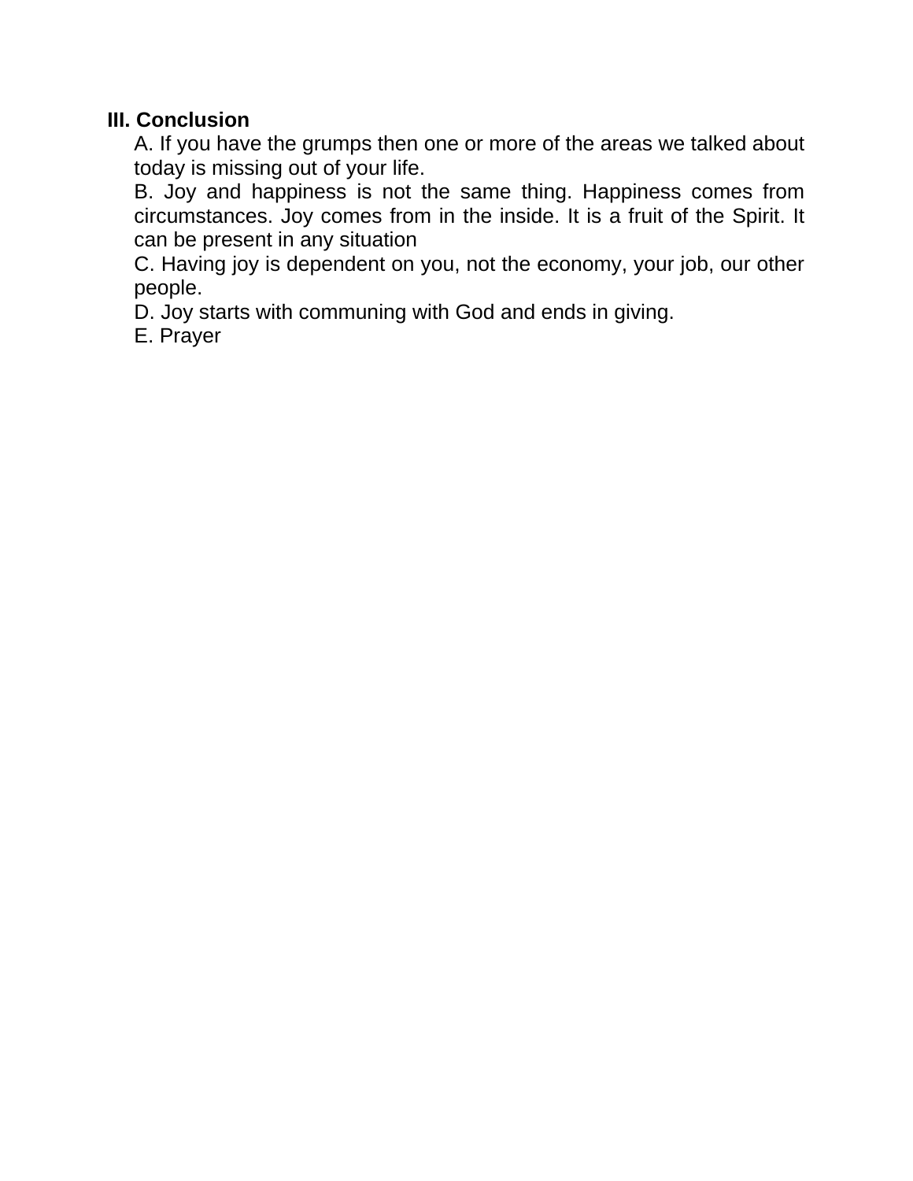**III. Conclusion**

A. If you have the grumps then one or more of the areas we talked about today is missing out of your life.

B. Joy and happiness is not the same thing. Happiness comes from circumstances. Joy comes from in the inside. It is a fruit of the Spirit. It can be present in any situation

C. Having joy is dependent on you, not the economy, your job, our other people.

D. Joy starts with communing with God and ends in giving.

E. Prayer